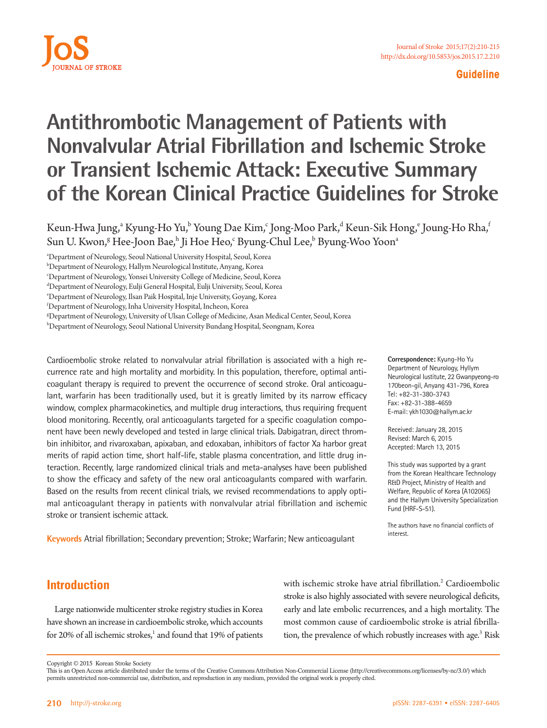Guideline

# Antithrombotic Management of Patients with Nonvalvular Atrial Fibrillation and Ischemic Stroke or Transient Ischemic Attack: Executive Summary of the Korean Clinical Practice Guidelines for Stroke

Keun-Hwa Jung,[a] Kyung-Ho Yu,[b] Young Dae Kim,[c] Jong-Moo Park,[d] Keun-Sik Hong,[e] Joung-Ho Rha,[f] Sun U. Kwon,[g] Hee-Joon Bae,[h] Ji Hoe Heo,[c] Byung-Chul Lee,[b] Byung-Woo Yoon[a]

[a]Department of Neurology, Seoul National University Hospital, Seoul, Korea
[b]Department of Neurology, Hallym Neurological Institute, Anyang, Korea
[c]Department of Neurology, Yonsei University College of Medicine, Seoul, Korea
[d]Department of Neurology, Eulji General Hospital, Eulji University, Seoul, Korea
[e]Department of Neurology, Ilsan Paik Hospital, Inje University, Goyang, Korea
[f]Department of Neurology, Inha University Hospital, Incheon, Korea
[g]Department of Neurology, University of Ulsan College of Medicine, Asan Medical Center, Seoul, Korea
[h]Department of Neurology, Seoul National University Bundang Hospital, Seongnam, Korea

Cardioembolic stroke related to nonvalvular atrial fibrillation is associated with a high recurrence rate and high mortality and morbidity. In this population, therefore, optimal anticoagulant therapy is required to prevent the occurrence of second stroke. Oral anticoagulant, warfarin has been traditionally used, but it is greatly limited by its narrow efficacy window, complex pharmacokinetics, and multiple drug interactions, thus requiring frequent blood monitoring. Recently, oral anticoagulants targeted for a specific coagulation component have been newly developed and tested in large clinical trials. Dabigatran, direct thrombin inhibitor, and rivaroxaban, apixaban, and edoxaban, inhibitors of factor Xa harbor great merits of rapid action time, short half-life, stable plasma concentration, and little drug interaction. Recently, large randomized clinical trials and meta-analyses have been published to show the efficacy and safety of the new oral anticoagulants compared with warfarin. Based on the results from recent clinical trials, we revised recommendations to apply optimal anticoagulant therapy in patients with nonvalvular atrial fibrillation and ischemic stroke or transient ischemic attack.

**Keywords** Atrial fibrillation; Secondary prevention; Stroke; Warfarin; New anticoagulant

**Correspondence:** Kyung-Ho Yu
Department of Neurology, Hyllym Neurological Iustitute, 22 Gwanpyeong-ro 170beon-gil, Anyang 431-796, Korea
Tel: +82-31-380-3743
Fax: +82-31-388-4659
E-mail: ykh1030@hallym.ac.kr

Received: January 28, 2015
Revised: March 6, 2015
Accepted: March 13, 2015

This study was supported by a grant from the Korean Healthcare Technology R&D Project, Ministry of Health and Welfare, Republic of Korea (A102065) and the Hallym University Specialization Fund (HRF-S-51).

The authors have no financial conflicts of interest.

## Introduction

Large nationwide multicenter stroke registry studies in Korea have shown an increase in cardioembolic stroke, which accounts for 20% of all ischemic strokes,[1] and found that 19% of patients with ischemic stroke have atrial fibrillation.[2] Cardioembolic stroke is also highly associated with severe neurological deficits, early and late embolic recurrences, and a high mortality. The most common cause of cardioembolic stroke is atrial fibrillation, the prevalence of which robustly increases with age.[3] Risk

Copyright © 2015 Korean Stroke Society
This is an Open Access article distributed under the terms of the Creative Commons Attribution Non-Commercial License (http://creativecommons.org/licenses/by-nc/3.0/) which permits unrestricted non-commercial use, distribution, and reproduction in any medium, provided the original work is properly cited.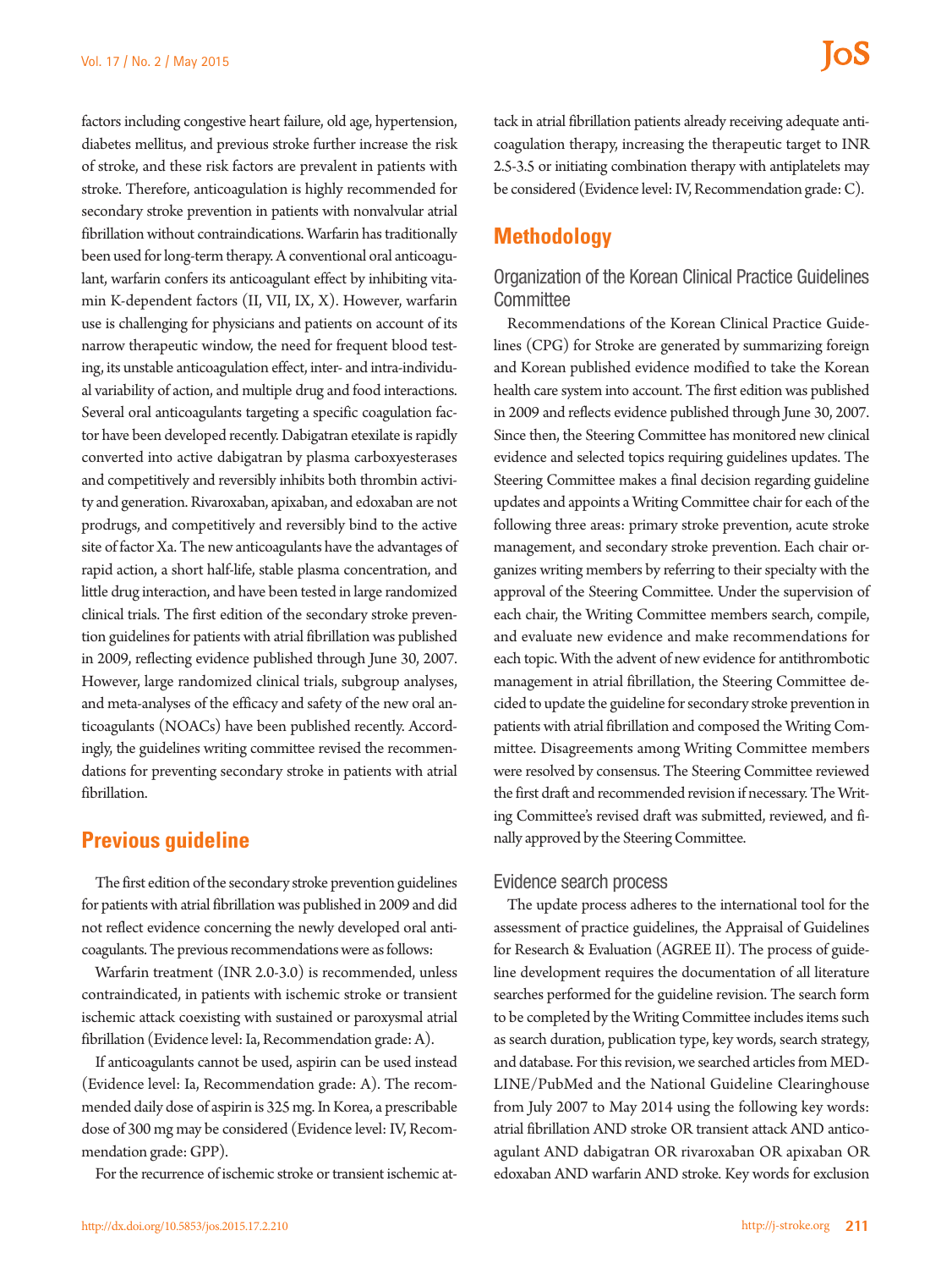factors including congestive heart failure, old age, hypertension, diabetes mellitus, and previous stroke further increase the risk of stroke, and these risk factors are prevalent in patients with stroke. Therefore, anticoagulation is highly recommended for secondary stroke prevention in patients with nonvalvular atrial fibrillation without contraindications. Warfarin has traditionally been used for long-term therapy. A conventional oral anticoagulant, warfarin confers its anticoagulant effect by inhibiting vitamin K-dependent factors (II, VII, IX, X). However, warfarin use is challenging for physicians and patients on account of its narrow therapeutic window, the need for frequent blood testing, its unstable anticoagulation effect, inter- and intra-individual variability of action, and multiple drug and food interactions. Several oral anticoagulants targeting a specific coagulation factor have been developed recently. Dabigatran etexilate is rapidly converted into active dabigatran by plasma carboxyesterases and competitively and reversibly inhibits both thrombin activity and generation. Rivaroxaban, apixaban, and edoxaban are not prodrugs, and competitively and reversibly bind to the active site of factor Xa. The new anticoagulants have the advantages of rapid action, a short half-life, stable plasma concentration, and little drug interaction, and have been tested in large randomized clinical trials. The first edition of the secondary stroke prevention guidelines for patients with atrial fibrillation was published in 2009, reflecting evidence published through June 30, 2007. However, large randomized clinical trials, subgroup analyses, and meta-analyses of the efficacy and safety of the new oral anticoagulants (NOACs) have been published recently. Accordingly, the guidelines writing committee revised the recommendations for preventing secondary stroke in patients with atrial fibrillation.

## Previous guideline

The first edition of the secondary stroke prevention guidelines for patients with atrial fibrillation was published in 2009 and did not reflect evidence concerning the newly developed oral anticoagulants. The previous recommendations were as follows:

Warfarin treatment (INR 2.0-3.0) is recommended, unless contraindicated, in patients with ischemic stroke or transient ischemic attack coexisting with sustained or paroxysmal atrial fibrillation (Evidence level: Ia, Recommendation grade: A).

If anticoagulants cannot be used, aspirin can be used instead (Evidence level: Ia, Recommendation grade: A). The recommended daily dose of aspirin is 325 mg. In Korea, a prescribable dose of 300 mg may be considered (Evidence level: IV, Recommendation grade: GPP).

For the recurrence of ischemic stroke or transient ischemic attack in atrial fibrillation patients already receiving adequate anticoagulation therapy, increasing the therapeutic target to INR 2.5-3.5 or initiating combination therapy with antiplatelets may be considered (Evidence level: IV, Recommendation grade: C).

## Methodology

### Organization of the Korean Clinical Practice Guidelines Committee

Recommendations of the Korean Clinical Practice Guidelines (CPG) for Stroke are generated by summarizing foreign and Korean published evidence modified to take the Korean health care system into account. The first edition was published in 2009 and reflects evidence published through June 30, 2007. Since then, the Steering Committee has monitored new clinical evidence and selected topics requiring guidelines updates. The Steering Committee makes a final decision regarding guideline updates and appoints a Writing Committee chair for each of the following three areas: primary stroke prevention, acute stroke management, and secondary stroke prevention. Each chair organizes writing members by referring to their specialty with the approval of the Steering Committee. Under the supervision of each chair, the Writing Committee members search, compile, and evaluate new evidence and make recommendations for each topic. With the advent of new evidence for antithrombotic management in atrial fibrillation, the Steering Committee decided to update the guideline for secondary stroke prevention in patients with atrial fibrillation and composed the Writing Committee. Disagreements among Writing Committee members were resolved by consensus. The Steering Committee reviewed the first draft and recommended revision if necessary. The Writing Committee's revised draft was submitted, reviewed, and finally approved by the Steering Committee.

### Evidence search process

The update process adheres to the international tool for the assessment of practice guidelines, the Appraisal of Guidelines for Research & Evaluation (AGREE II). The process of guideline development requires the documentation of all literature searches performed for the guideline revision. The search form to be completed by the Writing Committee includes items such as search duration, publication type, key words, search strategy, and database. For this revision, we searched articles from MEDLINE/PubMed and the National Guideline Clearinghouse from July 2007 to May 2014 using the following key words: atrial fibrillation AND stroke OR transient attack AND anticoagulant AND dabigatran OR rivaroxaban OR apixaban OR edoxaban AND warfarin AND stroke. Key words for exclusion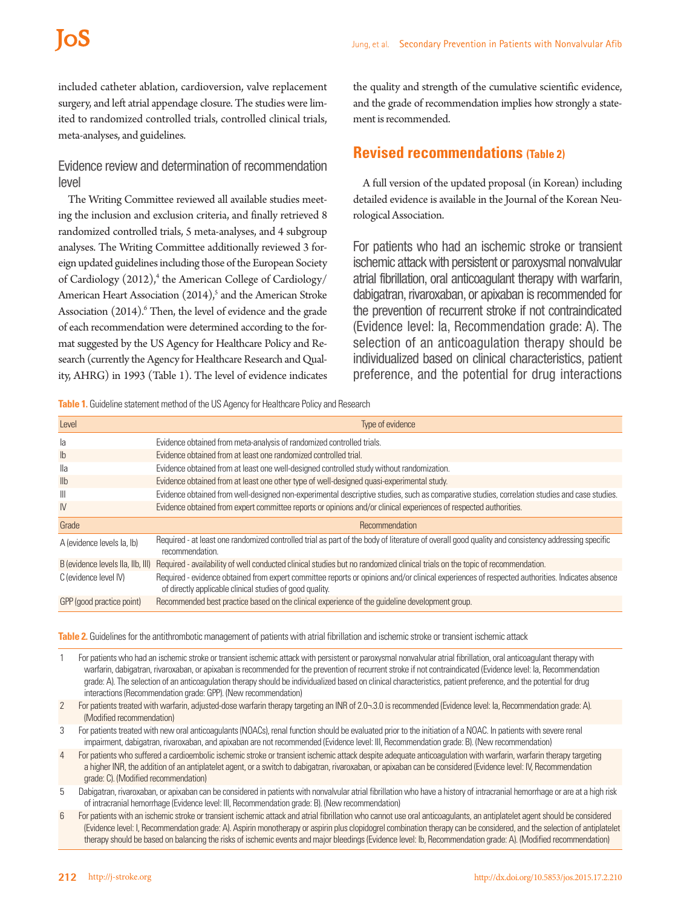included catheter ablation, cardioversion, valve replacement surgery, and left atrial appendage closure. The studies were limited to randomized controlled trials, controlled clinical trials, meta-analyses, and guidelines.

### Evidence review and determination of recommendation level

The Writing Committee reviewed all available studies meeting the inclusion and exclusion criteria, and finally retrieved 8 randomized controlled trials, 5 meta-analyses, and 4 subgroup analyses. The Writing Committee additionally reviewed 3 foreign updated guidelines including those of the European Society of Cardiology (2012),[4] the American College of Cardiology/American Heart Association (2014),[5] and the American Stroke Association (2014).[6] Then, the level of evidence and the grade of each recommendation were determined according to the format suggested by the US Agency for Healthcare Policy and Research (currently the Agency for Healthcare Research and Quality, AHRG) in 1993 (Table 1). The level of evidence indicates the quality and strength of the cumulative scientific evidence, and the grade of recommendation implies how strongly a statement is recommended.

## Revised recommendations (Table 2)

A full version of the updated proposal (in Korean) including detailed evidence is available in the Journal of the Korean Neurological Association.

For patients who had an ischemic stroke or transient ischemic attack with persistent or paroxysmal nonvalvular atrial fibrillation, oral anticoagulant therapy with warfarin, dabigatran, rivaroxaban, or apixaban is recommended for the prevention of recurrent stroke if not contraindicated (Evidence level: Ia, Recommendation grade: A). The selection of an anticoagulation therapy should be individualized based on clinical characteristics, patient preference, and the potential for drug interactions

**Table 1.** Guideline statement method of the US Agency for Healthcare Policy and Research

| Level | Type of evidence |
|---|---|
| Ia | Evidence obtained from meta-analysis of randomized controlled trials. |
| Ib | Evidence obtained from at least one randomized controlled trial. |
| IIa | Evidence obtained from at least one well-designed controlled study without randomization. |
| IIb | Evidence obtained from at least one other type of well-designed quasi-experimental study. |
| III | Evidence obtained from well-designed non-experimental descriptive studies, such as comparative studies, correlation studies and case studies. |
| IV | Evidence obtained from expert committee reports or opinions and/or clinical experiences of respected authorities. |
| **Grade** | **Recommendation** |
| A (evidence levels Ia, Ib) | Required - at least one randomized controlled trial as part of the body of literature of overall good quality and consistency addressing specific recommendation. |
| B (evidence levels IIa, IIb, III) | Required - availability of well conducted clinical studies but no randomized clinical trials on the topic of recommendation. |
| C (evidence level IV) | Required - evidence obtained from expert committee reports or opinions and/or clinical experiences of respected authorities. Indicates absence of directly applicable clinical studies of good quality. |
| GPP (good practice point) | Recommended best practice based on the clinical experience of the guideline development group. |

**Table 2.** Guidelines for the antithrombotic management of patients with atrial fibrillation and ischemic stroke or transient ischemic attack

| | |
|---|---|
| 1 | For patients who had an ischemic stroke or transient ischemic attack with persistent or paroxysmal nonvalvular atrial fibrillation, oral anticoagulant therapy with warfarin, dabigatran, rivaroxaban, or apixaban is recommended for the prevention of recurrent stroke if not contraindicated (Evidence level: Ia, Recommendation grade: A). The selection of an anticoagulation therapy should be individualized based on clinical characteristics, patient preference, and the potential for drug interactions (Recommendation grade: GPP). (New recommendation) |
| 2 | For patients treated with warfarin, adjusted-dose warfarin therapy targeting an INR of 2.0¬3.0 is recommended (Evidence level: Ia, Recommendation grade: A). (Modified recommendation) |
| 3 | For patients treated with new oral anticoagulants (NOACs), renal function should be evaluated prior to the initiation of a NOAC. In patients with severe renal impairment, dabigatran, rivaroxaban, and apixaban are not recommended (Evidence level: III, Recommendation grade: B). (New recommendation) |
| 4 | For patients who suffered a cardioembolic ischemic stroke or transient ischemic attack despite adequate anticoagulation with warfarin, warfarin therapy targeting a higher INR, the addition of an antiplatelet agent, or a switch to dabigatran, rivaroxaban, or apixaban can be considered (Evidence level: IV, Recommendation grade: C). (Modified recommendation) |
| 5 | Dabigatran, rivaroxaban, or apixaban can be considered in patients with nonvalvular atrial fibrillation who have a history of intracranial hemorrhage or are at a high risk of intracranial hemorrhage (Evidence level: III, Recommendation grade: B). (New recommendation) |
| 6 | For patients with an ischemic stroke or transient ischemic attack and atrial fibrillation who cannot use oral anticoagulants, an antiplatelet agent should be considered (Evidence level: I, Recommendation grade: A). Aspirin monotherapy or aspirin plus clopidogrel combination therapy can be considered, and the selection of antiplatelet therapy should be based on balancing the risks of ischemic events and major bleedings (Evidence level: Ib, Recommendation grade: A). (Modified recommendation) |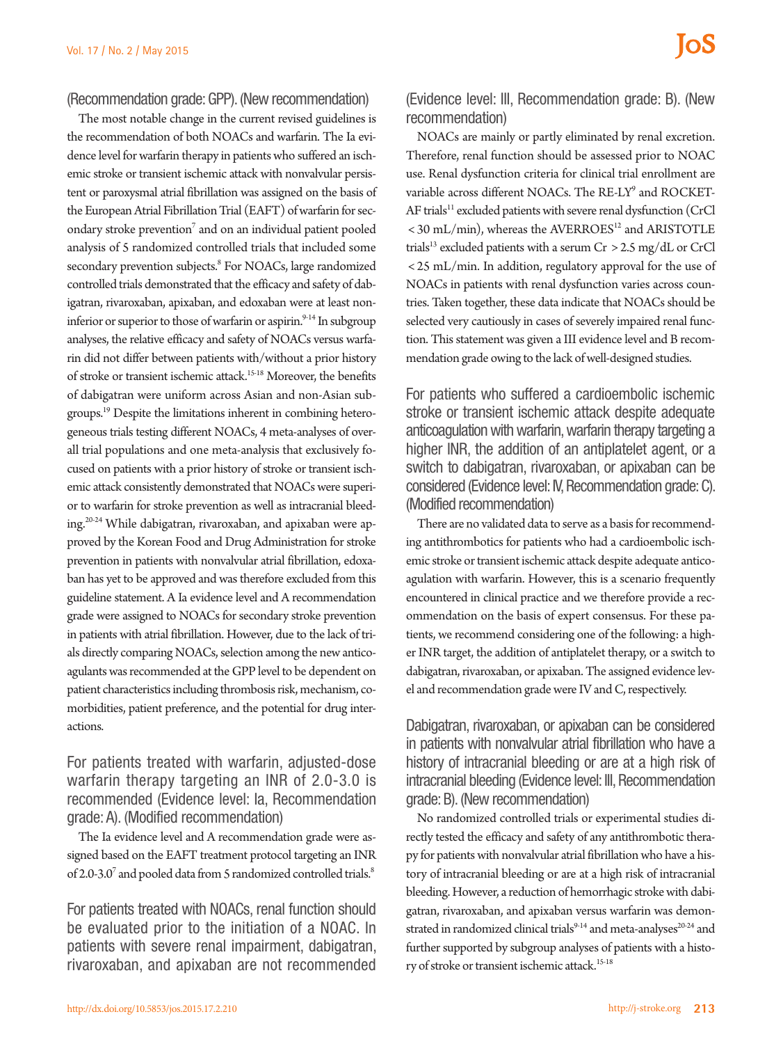(Recommendation grade: GPP). (New recommendation)

The most notable change in the current revised guidelines is the recommendation of both NOACs and warfarin. The Ia evidence level for warfarin therapy in patients who suffered an ischemic stroke or transient ischemic attack with nonvalvular persistent or paroxysmal atrial fibrillation was assigned on the basis of the European Atrial Fibrillation Trial (EAFT) of warfarin for secondary stroke prevention[7] and on an individual patient pooled analysis of 5 randomized controlled trials that included some secondary prevention subjects.[8] For NOACs, large randomized controlled trials demonstrated that the efficacy and safety of dabigatran, rivaroxaban, apixaban, and edoxaban were at least noninferior or superior to those of warfarin or aspirin.[9-14] In subgroup analyses, the relative efficacy and safety of NOACs versus warfarin did not differ between patients with/without a prior history of stroke or transient ischemic attack.[15-18] Moreover, the benefits of dabigatran were uniform across Asian and non-Asian subgroups.[19] Despite the limitations inherent in combining heterogeneous trials testing different NOACs, 4 meta-analyses of overall trial populations and one meta-analysis that exclusively focused on patients with a prior history of stroke or transient ischemic attack consistently demonstrated that NOACs were superior to warfarin for stroke prevention as well as intracranial bleeding.[20-24] While dabigatran, rivaroxaban, and apixaban were approved by the Korean Food and Drug Administration for stroke prevention in patients with nonvalvular atrial fibrillation, edoxaban has yet to be approved and was therefore excluded from this guideline statement. A Ia evidence level and A recommendation grade were assigned to NOACs for secondary stroke prevention in patients with atrial fibrillation. However, due to the lack of trials directly comparing NOACs, selection among the new anticoagulants was recommended at the GPP level to be dependent on patient characteristics including thrombosis risk, mechanism, comorbidities, patient preference, and the potential for drug interactions.

## For patients treated with warfarin, adjusted-dose warfarin therapy targeting an INR of 2.0-3.0 is recommended (Evidence level: Ia, Recommendation grade: A). (Modified recommendation)

The Ia evidence level and A recommendation grade were assigned based on the EAFT treatment protocol targeting an INR of 2.0-3.0[7] and pooled data from 5 randomized controlled trials.[8]

## For patients treated with NOACs, renal function should be evaluated prior to the initiation of a NOAC. In patients with severe renal impairment, dabigatran, rivaroxaban, and apixaban are not recommended (Evidence level: III, Recommendation grade: B). (New recommendation)

NOACs are mainly or partly eliminated by renal excretion. Therefore, renal function should be assessed prior to NOAC use. Renal dysfunction criteria for clinical trial enrollment are variable across different NOACs. The RE-LY[9] and ROCKET-AF trials[11] excluded patients with severe renal dysfunction (CrCl < 30 mL/min), whereas the AVERROES[12] and ARISTOTLE trials[13] excluded patients with a serum Cr > 2.5 mg/dL or CrCl < 25 mL/min. In addition, regulatory approval for the use of NOACs in patients with renal dysfunction varies across countries. Taken together, these data indicate that NOACs should be selected very cautiously in cases of severely impaired renal function. This statement was given a III evidence level and B recommendation grade owing to the lack of well-designed studies.

## For patients who suffered a cardioembolic ischemic stroke or transient ischemic attack despite adequate anticoagulation with warfarin, warfarin therapy targeting a higher INR, the addition of an antiplatelet agent, or a switch to dabigatran, rivaroxaban, or apixaban can be considered (Evidence level: IV, Recommendation grade: C). (Modified recommendation)

There are no validated data to serve as a basis for recommending antithrombotics for patients who had a cardioembolic ischemic stroke or transient ischemic attack despite adequate anticoagulation with warfarin. However, this is a scenario frequently encountered in clinical practice and we therefore provide a recommendation on the basis of expert consensus. For these patients, we recommend considering one of the following: a higher INR target, the addition of antiplatelet therapy, or a switch to dabigatran, rivaroxaban, or apixaban. The assigned evidence level and recommendation grade were IV and C, respectively.

## Dabigatran, rivaroxaban, or apixaban can be considered in patients with nonvalvular atrial fibrillation who have a history of intracranial bleeding or are at a high risk of intracranial bleeding (Evidence level: III, Recommendation grade: B). (New recommendation)

No randomized controlled trials or experimental studies directly tested the efficacy and safety of any antithrombotic therapy for patients with nonvalvular atrial fibrillation who have a history of intracranial bleeding or are at a high risk of intracranial bleeding. However, a reduction of hemorrhagic stroke with dabigatran, rivaroxaban, and apixaban versus warfarin was demonstrated in randomized clinical trials[9-14] and meta-analyses[20-24] and further supported by subgroup analyses of patients with a history of stroke or transient ischemic attack.[15-18]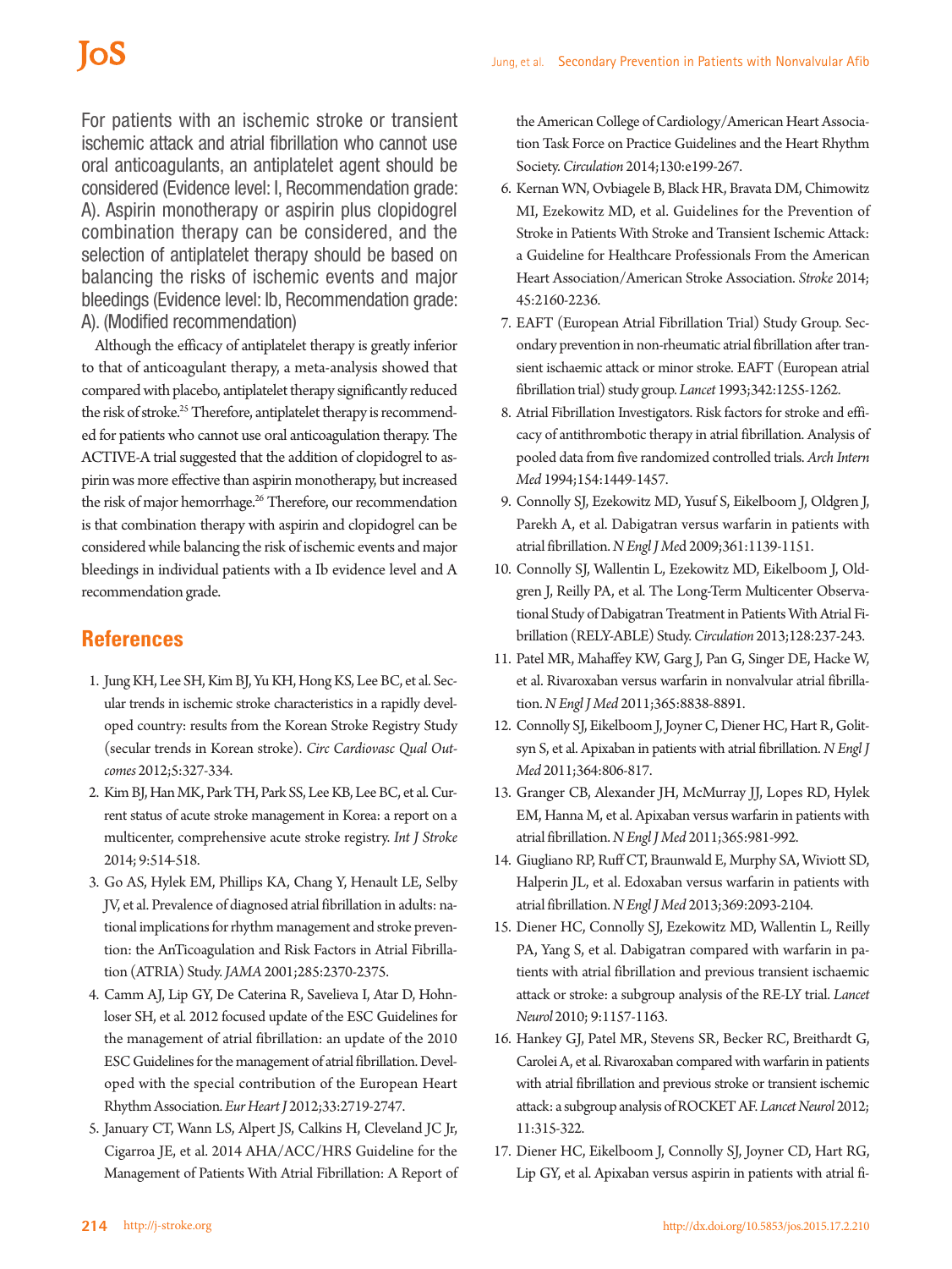For patients with an ischemic stroke or transient ischemic attack and atrial fibrillation who cannot use oral anticoagulants, an antiplatelet agent should be considered (Evidence level: I, Recommendation grade: A). Aspirin monotherapy or aspirin plus clopidogrel combination therapy can be considered, and the selection of antiplatelet therapy should be based on balancing the risks of ischemic events and major bleedings (Evidence level: Ib, Recommendation grade: A). (Modified recommendation)

Although the efficacy of antiplatelet therapy is greatly inferior to that of anticoagulant therapy, a meta-analysis showed that compared with placebo, antiplatelet therapy significantly reduced the risk of stroke.[25] Therefore, antiplatelet therapy is recommended for patients who cannot use oral anticoagulation therapy. The ACTIVE-A trial suggested that the addition of clopidogrel to aspirin was more effective than aspirin monotherapy, but increased the risk of major hemorrhage.[26] Therefore, our recommendation is that combination therapy with aspirin and clopidogrel can be considered while balancing the risk of ischemic events and major bleedings in individual patients with a Ib evidence level and A recommendation grade.

## References

1. Jung KH, Lee SH, Kim BJ, Yu KH, Hong KS, Lee BC, et al. Secular trends in ischemic stroke characteristics in a rapidly developed country: results from the Korean Stroke Registry Study (secular trends in Korean stroke). *Circ Cardiovasc Qual Outcomes* 2012;5:327-334.
2. Kim BJ, Han MK, Park TH, Park SS, Lee KB, Lee BC, et al. Current status of acute stroke management in Korea: a report on a multicenter, comprehensive acute stroke registry. *Int J Stroke* 2014; 9:514-518.
3. Go AS, Hylek EM, Phillips KA, Chang Y, Henault LE, Selby JV, et al. Prevalence of diagnosed atrial fibrillation in adults: national implications for rhythm management and stroke prevention: the AnTicoagulation and Risk Factors in Atrial Fibrillation (ATRIA) Study. *JAMA* 2001;285:2370-2375.
4. Camm AJ, Lip GY, De Caterina R, Savelieva I, Atar D, Hohnloser SH, et al. 2012 focused update of the ESC Guidelines for the management of atrial fibrillation: an update of the 2010 ESC Guidelines for the management of atrial fibrillation. Developed with the special contribution of the European Heart Rhythm Association. *Eur Heart J* 2012;33:2719-2747.
5. January CT, Wann LS, Alpert JS, Calkins H, Cleveland JC Jr, Cigarroa JE, et al. 2014 AHA/ACC/HRS Guideline for the Management of Patients With Atrial Fibrillation: A Report of the American College of Cardiology/American Heart Association Task Force on Practice Guidelines and the Heart Rhythm Society. *Circulation* 2014;130:e199-267.
6. Kernan WN, Ovbiagele B, Black HR, Bravata DM, Chimowitz MI, Ezekowitz MD, et al. Guidelines for the Prevention of Stroke in Patients With Stroke and Transient Ischemic Attack: a Guideline for Healthcare Professionals From the American Heart Association/American Stroke Association. *Stroke* 2014; 45:2160-2236.
7. EAFT (European Atrial Fibrillation Trial) Study Group. Secondary prevention in non-rheumatic atrial fibrillation after transient ischaemic attack or minor stroke. EAFT (European atrial fibrillation trial) study group. *Lancet* 1993;342:1255-1262.
8. Atrial Fibrillation Investigators. Risk factors for stroke and efficacy of antithrombotic therapy in atrial fibrillation. Analysis of pooled data from five randomized controlled trials. *Arch Intern Med* 1994;154:1449-1457.
9. Connolly SJ, Ezekowitz MD, Yusuf S, Eikelboom J, Oldgren J, Parekh A, et al. Dabigatran versus warfarin in patients with atrial fibrillation. *N Engl J Me*d 2009;361:1139-1151.
10. Connolly SJ, Wallentin L, Ezekowitz MD, Eikelboom J, Oldgren J, Reilly PA, et al. The Long-Term Multicenter Observational Study of Dabigatran Treatment in Patients With Atrial Fibrillation (RELY-ABLE) Study. *Circulation* 2013;128:237-243.
11. Patel MR, Mahaffey KW, Garg J, Pan G, Singer DE, Hacke W, et al. Rivaroxaban versus warfarin in nonvalvular atrial fibrillation. *N Engl J Med* 2011;365:8838-8891.
12. Connolly SJ, Eikelboom J, Joyner C, Diener HC, Hart R, Golitsyn S, et al. Apixaban in patients with atrial fibrillation. *N Engl J Med* 2011;364:806-817.
13. Granger CB, Alexander JH, McMurray JJ, Lopes RD, Hylek EM, Hanna M, et al. Apixaban versus warfarin in patients with atrial fibrillation. *N Engl J Med* 2011;365:981-992.
14. Giugliano RP, Ruff CT, Braunwald E, Murphy SA, Wiviott SD, Halperin JL, et al. Edoxaban versus warfarin in patients with atrial fibrillation. *N Engl J Med* 2013;369:2093-2104.
15. Diener HC, Connolly SJ, Ezekowitz MD, Wallentin L, Reilly PA, Yang S, et al. Dabigatran compared with warfarin in patients with atrial fibrillation and previous transient ischaemic attack or stroke: a subgroup analysis of the RE-LY trial. *Lancet Neurol* 2010; 9:1157-1163.
16. Hankey GJ, Patel MR, Stevens SR, Becker RC, Breithardt G, Carolei A, et al. Rivaroxaban compared with warfarin in patients with atrial fibrillation and previous stroke or transient ischemic attack: a subgroup analysis of ROCKET AF. *Lancet Neurol* 2012; 11:315-322.
17. Diener HC, Eikelboom J, Connolly SJ, Joyner CD, Hart RG, Lip GY, et al. Apixaban versus aspirin in patients with atrial fi-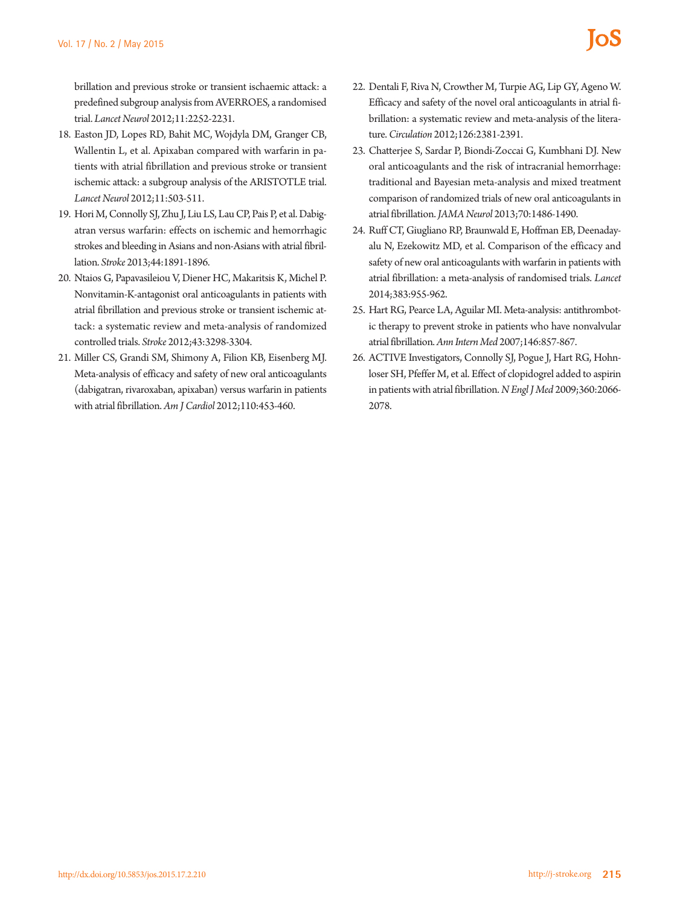brillation and previous stroke or transient ischaemic attack: a predefined subgroup analysis from AVERROES, a randomised trial. *Lancet Neurol* 2012;11:2252-2231.

18. Easton JD, Lopes RD, Bahit MC, Wojdyla DM, Granger CB, Wallentin L, et al. Apixaban compared with warfarin in patients with atrial fibrillation and previous stroke or transient ischemic attack: a subgroup analysis of the ARISTOTLE trial. *Lancet Neurol* 2012;11:503-511.
19. Hori M, Connolly SJ, Zhu J, Liu LS, Lau CP, Pais P, et al. Dabigatran versus warfarin: effects on ischemic and hemorrhagic strokes and bleeding in Asians and non-Asians with atrial fibrillation. *Stroke* 2013;44:1891-1896.
20. Ntaios G, Papavasileiou V, Diener HC, Makaritsis K, Michel P. Nonvitamin-K-antagonist oral anticoagulants in patients with atrial fibrillation and previous stroke or transient ischemic attack: a systematic review and meta-analysis of randomized controlled trials. *Stroke* 2012;43:3298-3304.
21. Miller CS, Grandi SM, Shimony A, Filion KB, Eisenberg MJ. Meta-analysis of efficacy and safety of new oral anticoagulants (dabigatran, rivaroxaban, apixaban) versus warfarin in patients with atrial fibrillation. *Am J Cardiol* 2012;110:453-460.
22. Dentali F, Riva N, Crowther M, Turpie AG, Lip GY, Ageno W. Efficacy and safety of the novel oral anticoagulants in atrial fibrillation: a systematic review and meta-analysis of the literature. *Circulation* 2012;126:2381-2391.
23. Chatterjee S, Sardar P, Biondi-Zoccai G, Kumbhani DJ. New oral anticoagulants and the risk of intracranial hemorrhage: traditional and Bayesian meta-analysis and mixed treatment comparison of randomized trials of new oral anticoagulants in atrial fibrillation. *JAMA Neurol* 2013;70:1486-1490.
24. Ruff CT, Giugliano RP, Braunwald E, Hoffman EB, Deenadayalu N, Ezekowitz MD, et al. Comparison of the efficacy and safety of new oral anticoagulants with warfarin in patients with atrial fibrillation: a meta-analysis of randomised trials. *Lancet* 2014;383:955-962.
25. Hart RG, Pearce LA, Aguilar MI. Meta-analysis: antithrombotic therapy to prevent stroke in patients who have nonvalvular atrial fibrillation. *Ann Intern Med* 2007;146:857-867.
26. ACTIVE Investigators, Connolly SJ, Pogue J, Hart RG, Hohnloser SH, Pfeffer M, et al. Effect of clopidogrel added to aspirin in patients with atrial fibrillation. *N Engl J Med* 2009;360:2066-2078.